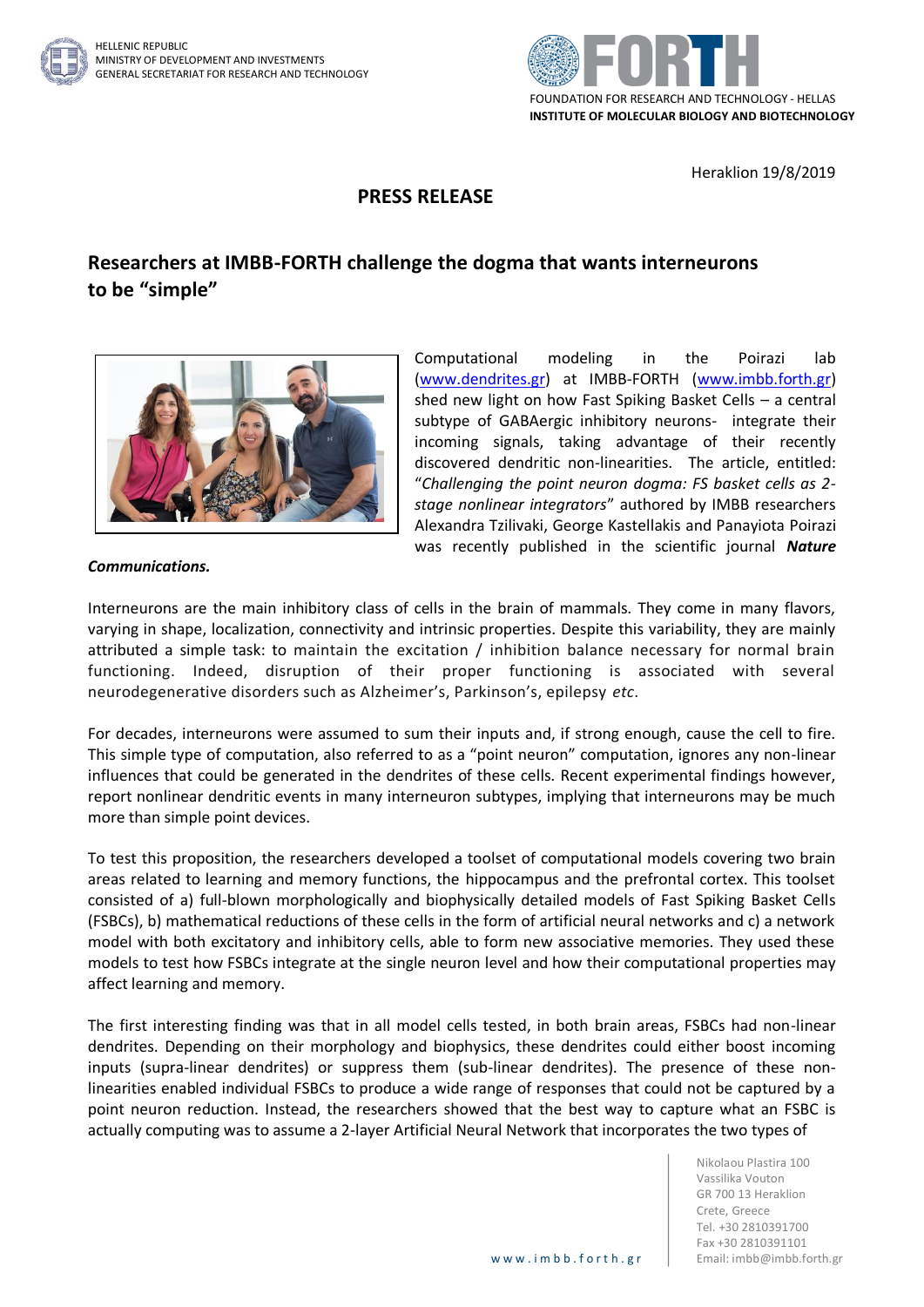HELLENIC REPUBLIC
MINISTRY OF DEVELOPMENT AND INVESTMENTS
GENERAL SECRETARIAT FOR RESEARCH AND TECHNOLOGY

FOUNDATION FOR RESEARCH AND TECHNOLOGY - HELLAS
**INSTITUTE OF MOLECULAR BIOLOGY AND BIOTECHNOLOGY**

Heraklion 19/8/2019

# PRESS RELEASE

## Researchers at IMBB-FORTH challenge the dogma that wants interneurons to be "simple"

Computational modeling in the Poirazi lab (www.dendrites.gr) at IMBB-FORTH (www.imbb.forth.gr) shed new light on how Fast Spiking Basket Cells – a central subtype of GABAergic inhibitory neurons- integrate their incoming signals, taking advantage of their recently discovered dendritic non-linearities. The article, entitled: "*Challenging the point neuron dogma: FS basket cells as 2-stage nonlinear integrators*" authored by IMBB researchers Alexandra Tzilivaki, George Kastellakis and Panayiota Poirazi was recently published in the scientific journal ***Nature Communications.***

Interneurons are the main inhibitory class of cells in the brain of mammals. They come in many flavors, varying in shape, localization, connectivity and intrinsic properties. Despite this variability, they are mainly attributed a simple task: to maintain the excitation / inhibition balance necessary for normal brain functioning. Indeed, disruption of their proper functioning is associated with several neurodegenerative disorders such as Alzheimer's, Parkinson's, epilepsy *etc*.

For decades, interneurons were assumed to sum their inputs and, if strong enough, cause the cell to fire. This simple type of computation, also referred to as a "point neuron" computation, ignores any non-linear influences that could be generated in the dendrites of these cells. Recent experimental findings however, report nonlinear dendritic events in many interneuron subtypes, implying that interneurons may be much more than simple point devices.

To test this proposition, the researchers developed a toolset of computational models covering two brain areas related to learning and memory functions, the hippocampus and the prefrontal cortex. This toolset consisted of a) full-blown morphologically and biophysically detailed models of Fast Spiking Basket Cells (FSBCs), b) mathematical reductions of these cells in the form of artificial neural networks and c) a network model with both excitatory and inhibitory cells, able to form new associative memories. They used these models to test how FSBCs integrate at the single neuron level and how their computational properties may affect learning and memory.

The first interesting finding was that in all model cells tested, in both brain areas, FSBCs had non-linear dendrites. Depending on their morphology and biophysics, these dendrites could either boost incoming inputs (supra-linear dendrites) or suppress them (sub-linear dendrites). The presence of these non-linearities enabled individual FSBCs to produce a wide range of responses that could not be captured by a point neuron reduction. Instead, the researchers showed that the best way to capture what an FSBC is actually computing was to assume a 2-layer Artificial Neural Network that incorporates the two types of

Nikolaou Plastira 100
Vassilika Vouton
GR 700 13 Heraklion
Crete, Greece
Tel. +30 2810391700
Fax +30 2810391101
Email: imbb@imbb.forth.gr

www.imbb.forth.gr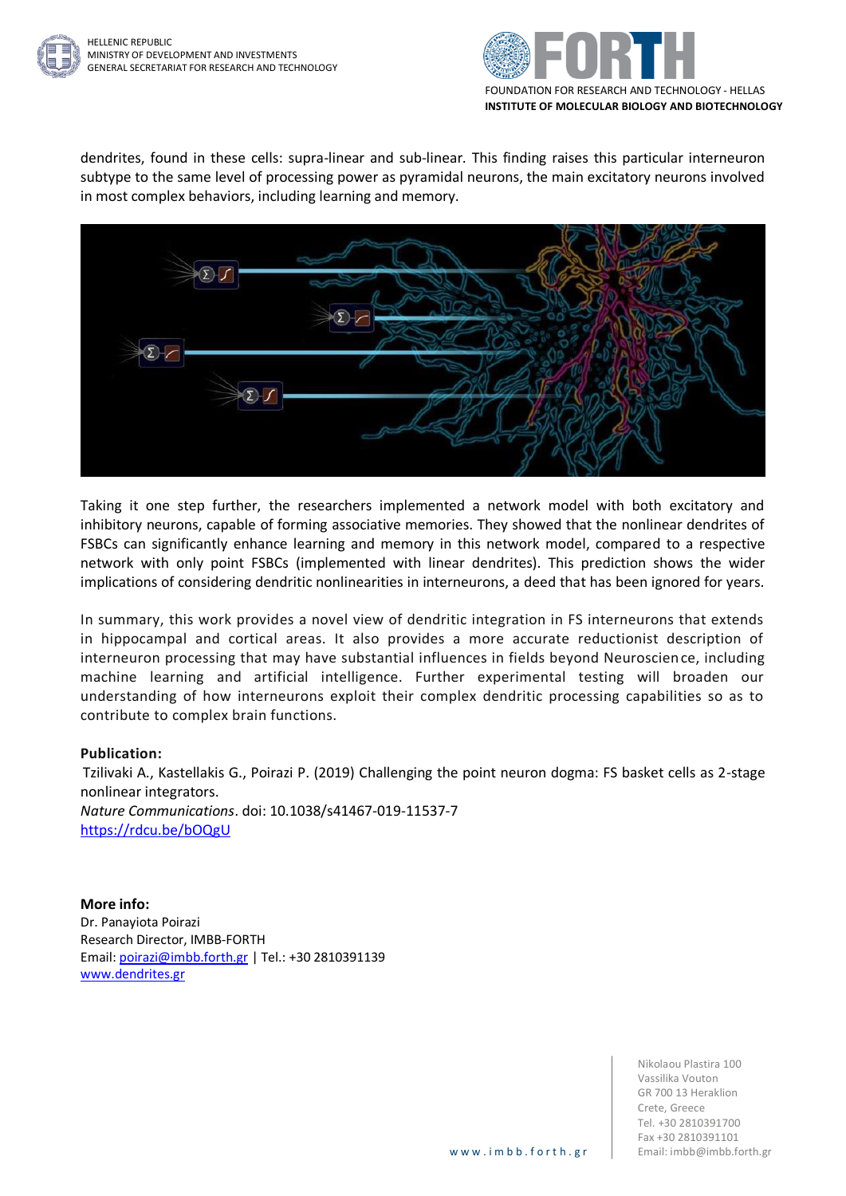dendrites, found in these cells: supra-linear and sub-linear. This finding raises this particular interneuron subtype to the same level of processing power as pyramidal neurons, the main excitatory neurons involved in most complex behaviors, including learning and memory.

Taking it one step further, the researchers implemented a network model with both excitatory and inhibitory neurons, capable of forming associative memories. They showed that the nonlinear dendrites of FSBCs can significantly enhance learning and memory in this network model, compared to a respective network with only point FSBCs (implemented with linear dendrites). This prediction shows the wider implications of considering dendritic nonlinearities in interneurons, a deed that has been ignored for years.

In summary, this work provides a novel view of dendritic integration in FS interneurons that extends in hippocampal and cortical areas. It also provides a more accurate reductionist description of interneuron processing that may have substantial influences in fields beyond Neuroscience, including machine learning and artificial intelligence. Further experimental testing will broaden our understanding of how interneurons exploit their complex dendritic processing capabilities so as to contribute to complex brain functions.

**Publication:**

Tzilivaki A., Kastellakis G., Poirazi P. (2019) Challenging the point neuron dogma: FS basket cells as 2-stage nonlinear integrators.
*Nature Communications*. doi: 10.1038/s41467-019-11537-7
https://rdcu.be/bOQgU

**More info:**
Dr. Panayiota Poirazi
Research Director, IMBB-FORTH
Email: poirazi@imbb.forth.gr | Tel.: +30 2810391139
www.dendrites.gr